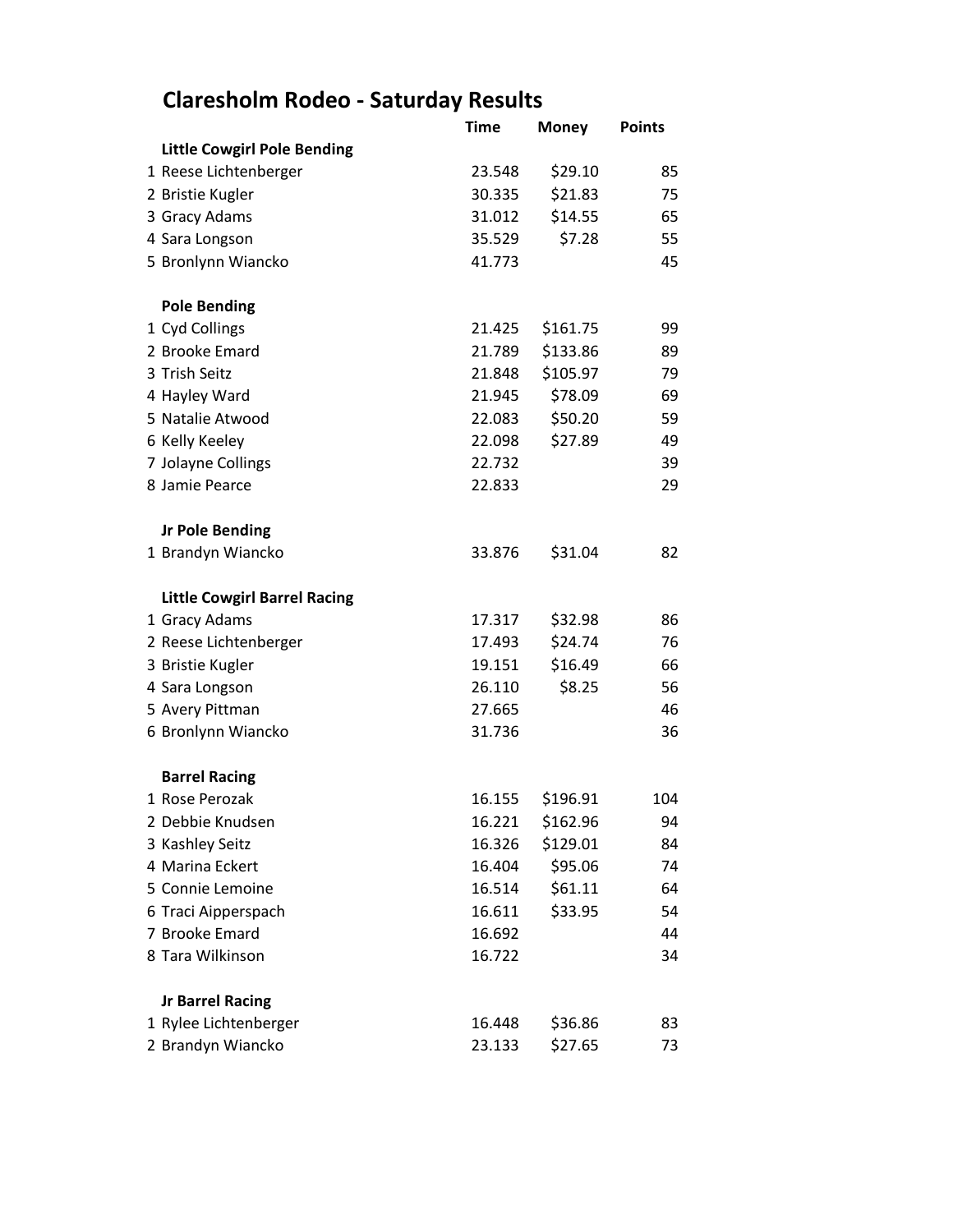# Claresholm Rodeo - Saturday Results

| | | Time | Money | Points |
|---|---|---|---|---|
| | **Little Cowgirl Pole Bending** | | | |
| 1 | Reese Lichtenberger | 23.548 | $29.10 | 85 |
| 2 | Bristie Kugler | 30.335 | $21.83 | 75 |
| 3 | Gracy Adams | 31.012 | $14.55 | 65 |
| 4 | Sara Longson | 35.529 | $7.28 | 55 |
| 5 | Bronlynn Wiancko | 41.773 | | 45 |
| | | | | |
| | **Pole Bending** | | | |
| 1 | Cyd Collings | 21.425 | $161.75 | 99 |
| 2 | Brooke Emard | 21.789 | $133.86 | 89 |
| 3 | Trish Seitz | 21.848 | $105.97 | 79 |
| 4 | Hayley Ward | 21.945 | $78.09 | 69 |
| 5 | Natalie Atwood | 22.083 | $50.20 | 59 |
| 6 | Kelly Keeley | 22.098 | $27.89 | 49 |
| 7 | Jolayne Collings | 22.732 | | 39 |
| 8 | Jamie Pearce | 22.833 | | 29 |
| | | | | |
| | **Jr Pole Bending** | | | |
| 1 | Brandyn Wiancko | 33.876 | $31.04 | 82 |
| | | | | |
| | **Little Cowgirl Barrel Racing** | | | |
| 1 | Gracy Adams | 17.317 | $32.98 | 86 |
| 2 | Reese Lichtenberger | 17.493 | $24.74 | 76 |
| 3 | Bristie Kugler | 19.151 | $16.49 | 66 |
| 4 | Sara Longson | 26.110 | $8.25 | 56 |
| 5 | Avery Pittman | 27.665 | | 46 |
| 6 | Bronlynn Wiancko | 31.736 | | 36 |
| | | | | |
| | **Barrel Racing** | | | |
| 1 | Rose Perozak | 16.155 | $196.91 | 104 |
| 2 | Debbie Knudsen | 16.221 | $162.96 | 94 |
| 3 | Kashley Seitz | 16.326 | $129.01 | 84 |
| 4 | Marina Eckert | 16.404 | $95.06 | 74 |
| 5 | Connie Lemoine | 16.514 | $61.11 | 64 |
| 6 | Traci Aipperspach | 16.611 | $33.95 | 54 |
| 7 | Brooke Emard | 16.692 | | 44 |
| 8 | Tara Wilkinson | 16.722 | | 34 |
| | | | | |
| | **Jr Barrel Racing** | | | |
| 1 | Rylee Lichtenberger | 16.448 | $36.86 | 83 |
| 2 | Brandyn Wiancko | 23.133 | $27.65 | 73 |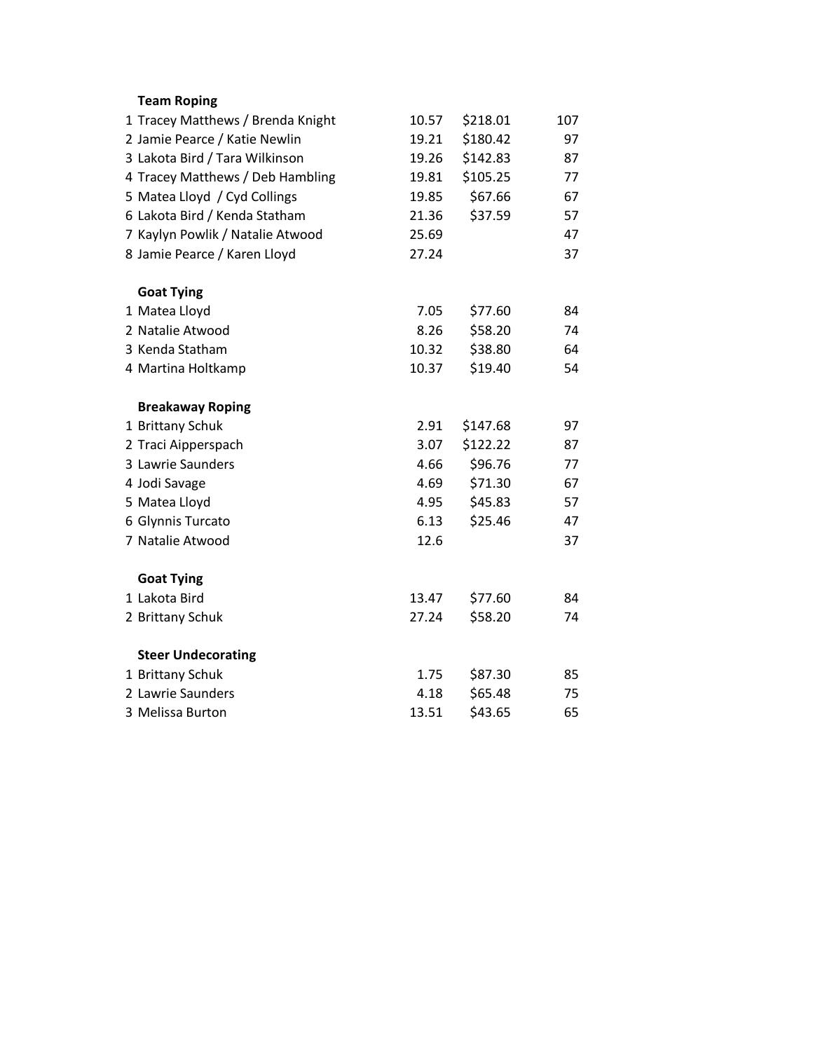**Team Roping**

| | | | | |
|---|---|---|---|---|
| 1 | Tracey Matthews / Brenda Knight | 10.57 | $218.01 | 107 |
| 2 | Jamie Pearce / Katie Newlin | 19.21 | $180.42 | 97 |
| 3 | Lakota Bird / Tara Wilkinson | 19.26 | $142.83 | 87 |
| 4 | Tracey Matthews / Deb Hambling | 19.81 | $105.25 | 77 |
| 5 | Matea Lloyd / Cyd Collings | 19.85 | $67.66 | 67 |
| 6 | Lakota Bird / Kenda Statham | 21.36 | $37.59 | 57 |
| 7 | Kaylyn Powlik / Natalie Atwood | 25.69 | | 47 |
| 8 | Jamie Pearce / Karen Lloyd | 27.24 | | 37 |

**Goat Tying**

| | | | | |
|---|---|---|---|---|
| 1 | Matea Lloyd | 7.05 | $77.60 | 84 |
| 2 | Natalie Atwood | 8.26 | $58.20 | 74 |
| 3 | Kenda Statham | 10.32 | $38.80 | 64 |
| 4 | Martina Holtkamp | 10.37 | $19.40 | 54 |

**Breakaway Roping**

| | | | | |
|---|---|---|---|---|
| 1 | Brittany Schuk | 2.91 | $147.68 | 97 |
| 2 | Traci Aipperspach | 3.07 | $122.22 | 87 |
| 3 | Lawrie Saunders | 4.66 | $96.76 | 77 |
| 4 | Jodi Savage | 4.69 | $71.30 | 67 |
| 5 | Matea Lloyd | 4.95 | $45.83 | 57 |
| 6 | Glynnis Turcato | 6.13 | $25.46 | 47 |
| 7 | Natalie Atwood | 12.6 | | 37 |

**Goat Tying**

| | | | | |
|---|---|---|---|---|
| 1 | Lakota Bird | 13.47 | $77.60 | 84 |
| 2 | Brittany Schuk | 27.24 | $58.20 | 74 |

**Steer Undecorating**

| | | | | |
|---|---|---|---|---|
| 1 | Brittany Schuk | 1.75 | $87.30 | 85 |
| 2 | Lawrie Saunders | 4.18 | $65.48 | 75 |
| 3 | Melissa Burton | 13.51 | $43.65 | 65 |